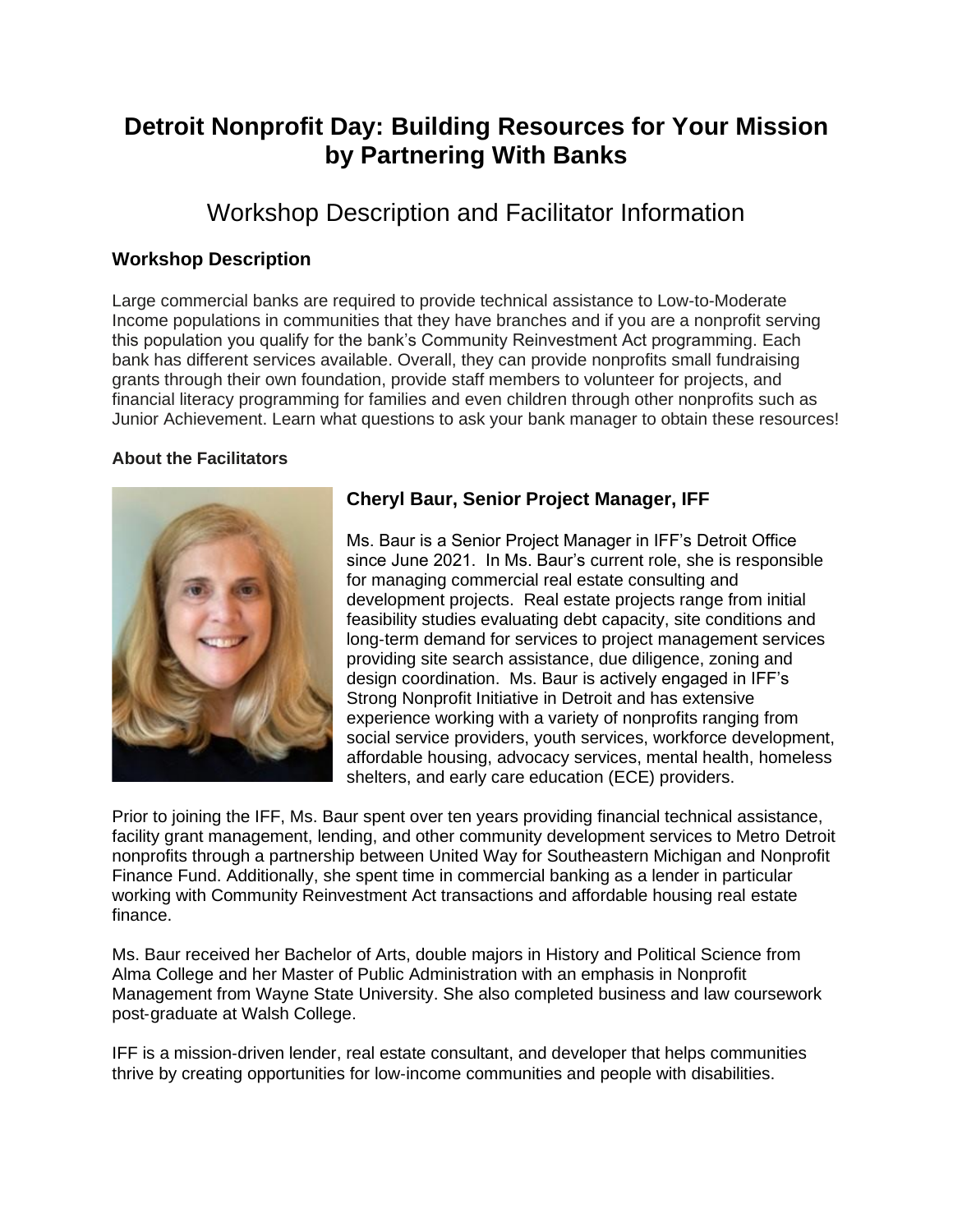# Detroit Nonprofit Day: Building Resources for Your Mission by Partnering With Banks

## Workshop Description and Facilitator Information

### Workshop Description

Large commercial banks are required to provide technical assistance to Low-to-Moderate Income populations in communities that they have branches and if you are a nonprofit serving this population you qualify for the bank's Community Reinvestment Act programming. Each bank has different services available. Overall, they can provide nonprofits small fundraising grants through their own foundation, provide staff members to volunteer for projects, and financial literacy programming for families and even children through other nonprofits such as Junior Achievement. Learn what questions to ask your bank manager to obtain these resources!

#### About the Facilitators

### Cheryl Baur, Senior Project Manager, IFF

Ms. Baur is a Senior Project Manager in IFF's Detroit Office since June 2021. In Ms. Baur's current role, she is responsible for managing commercial real estate consulting and development projects. Real estate projects range from initial feasibility studies evaluating debt capacity, site conditions and long-term demand for services to project management services providing site search assistance, due diligence, zoning and design coordination. Ms. Baur is actively engaged in IFF's Strong Nonprofit Initiative in Detroit and has extensive experience working with a variety of nonprofits ranging from social service providers, youth services, workforce development, affordable housing, advocacy services, mental health, homeless shelters, and early care education (ECE) providers.

Prior to joining the IFF, Ms. Baur spent over ten years providing financial technical assistance, facility grant management, lending, and other community development services to Metro Detroit nonprofits through a partnership between United Way for Southeastern Michigan and Nonprofit Finance Fund. Additionally, she spent time in commercial banking as a lender in particular working with Community Reinvestment Act transactions and affordable housing real estate finance.

Ms. Baur received her Bachelor of Arts, double majors in History and Political Science from Alma College and her Master of Public Administration with an emphasis in Nonprofit Management from Wayne State University. She also completed business and law coursework post-graduate at Walsh College.

IFF is a mission-driven lender, real estate consultant, and developer that helps communities thrive by creating opportunities for low-income communities and people with disabilities.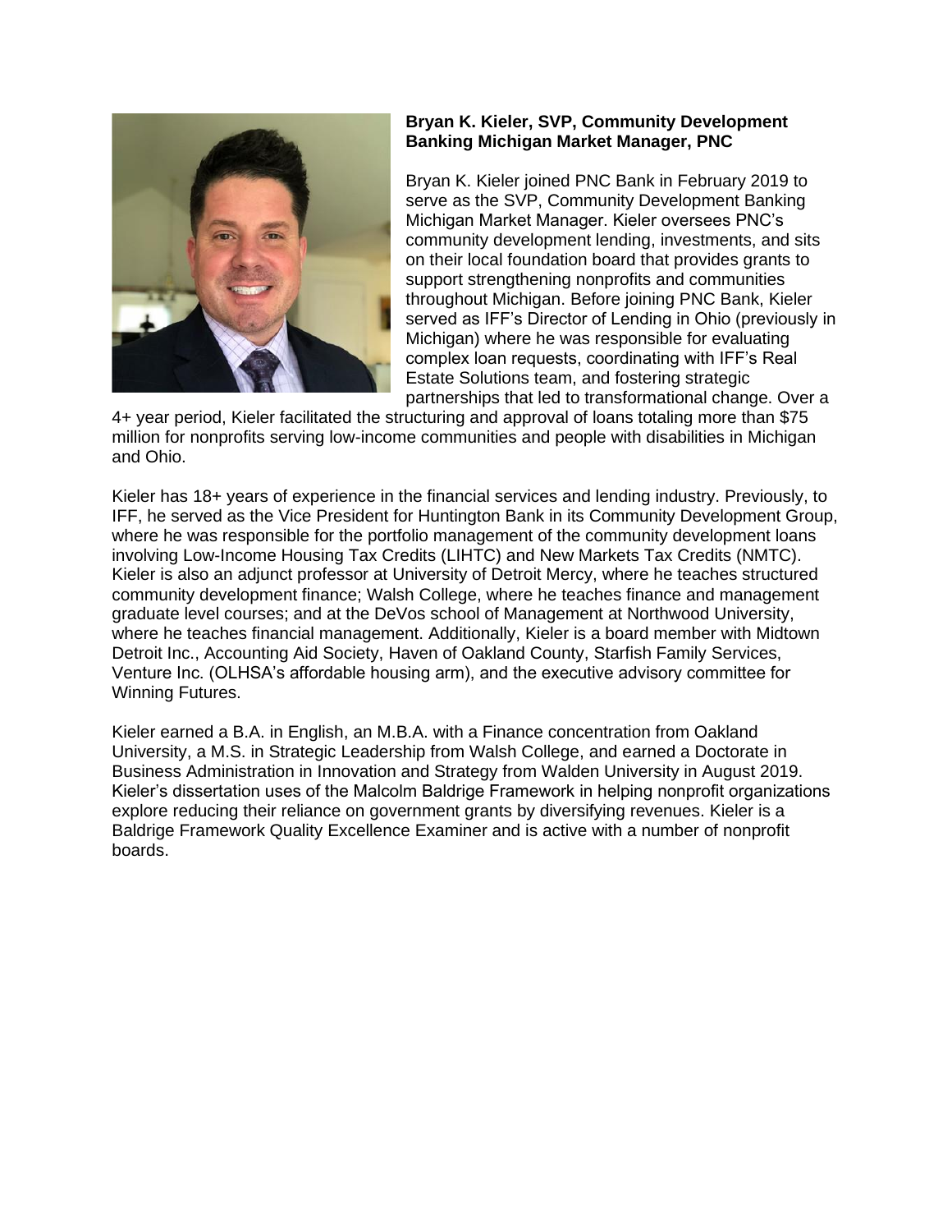**Bryan K. Kieler, SVP, Community Development Banking Michigan Market Manager, PNC**

Bryan K. Kieler joined PNC Bank in February 2019 to serve as the SVP, Community Development Banking Michigan Market Manager. Kieler oversees PNC's community development lending, investments, and sits on their local foundation board that provides grants to support strengthening nonprofits and communities throughout Michigan. Before joining PNC Bank, Kieler served as IFF's Director of Lending in Ohio (previously in Michigan) where he was responsible for evaluating complex loan requests, coordinating with IFF's Real Estate Solutions team, and fostering strategic partnerships that led to transformational change. Over a 4+ year period, Kieler facilitated the structuring and approval of loans totaling more than $75 million for nonprofits serving low-income communities and people with disabilities in Michigan and Ohio.

Kieler has 18+ years of experience in the financial services and lending industry. Previously, to IFF, he served as the Vice President for Huntington Bank in its Community Development Group, where he was responsible for the portfolio management of the community development loans involving Low-Income Housing Tax Credits (LIHTC) and New Markets Tax Credits (NMTC). Kieler is also an adjunct professor at University of Detroit Mercy, where he teaches structured community development finance; Walsh College, where he teaches finance and management graduate level courses; and at the DeVos school of Management at Northwood University, where he teaches financial management. Additionally, Kieler is a board member with Midtown Detroit Inc., Accounting Aid Society, Haven of Oakland County, Starfish Family Services, Venture Inc. (OLHSA's affordable housing arm), and the executive advisory committee for Winning Futures.

Kieler earned a B.A. in English, an M.B.A. with a Finance concentration from Oakland University, a M.S. in Strategic Leadership from Walsh College, and earned a Doctorate in Business Administration in Innovation and Strategy from Walden University in August 2019. Kieler's dissertation uses of the Malcolm Baldrige Framework in helping nonprofit organizations explore reducing their reliance on government grants by diversifying revenues. Kieler is a Baldrige Framework Quality Excellence Examiner and is active with a number of nonprofit boards.